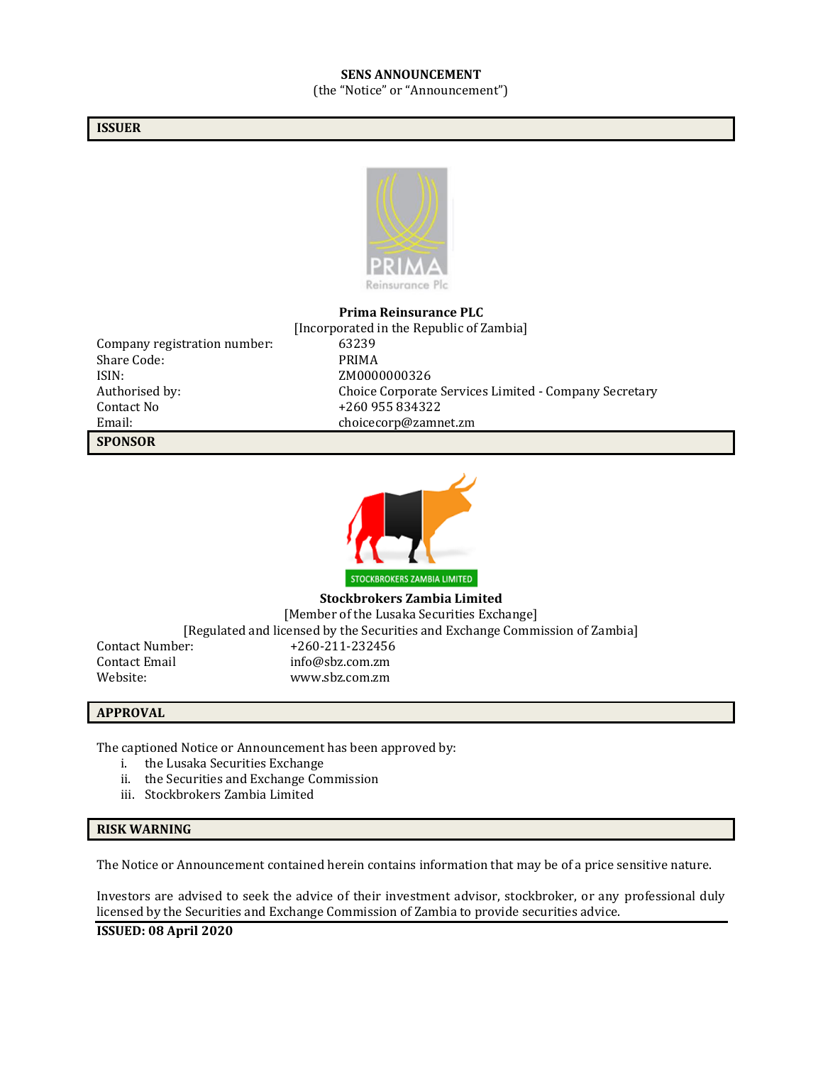**SENS ANNOUNCEMENT**

(the "Notice" or "Announcement")

## ISSUER

**Prima Reinsurance PLC**

[Incorporated in the Republic of Zambia]

| | |
|---|---|
| Company registration number: | 63239 |
| Share Code: | PRIMA |
| ISIN: | ZM0000000326 |
| Authorised by: | Choice Corporate Services Limited - Company Secretary |
| Contact No | +260 955 834322 |
| Email: | choicecorp@zamnet.zm |

## SPONSOR

**Stockbrokers Zambia Limited**

[Member of the Lusaka Securities Exchange]

[Regulated and licensed by the Securities and Exchange Commission of Zambia]

| | |
|---|---|
| Contact Number: | +260-211-232456 |
| Contact Email | info@sbz.com.zm |
| Website: | www.sbz.com.zm |

## APPROVAL

The captioned Notice or Announcement has been approved by:

i. the Lusaka Securities Exchange
ii. the Securities and Exchange Commission
iii. Stockbrokers Zambia Limited

## RISK WARNING

The Notice or Announcement contained herein contains information that may be of a price sensitive nature.

Investors are advised to seek the advice of their investment advisor, stockbroker, or any professional duly licensed by the Securities and Exchange Commission of Zambia to provide securities advice.

**ISSUED: 08 April 2020**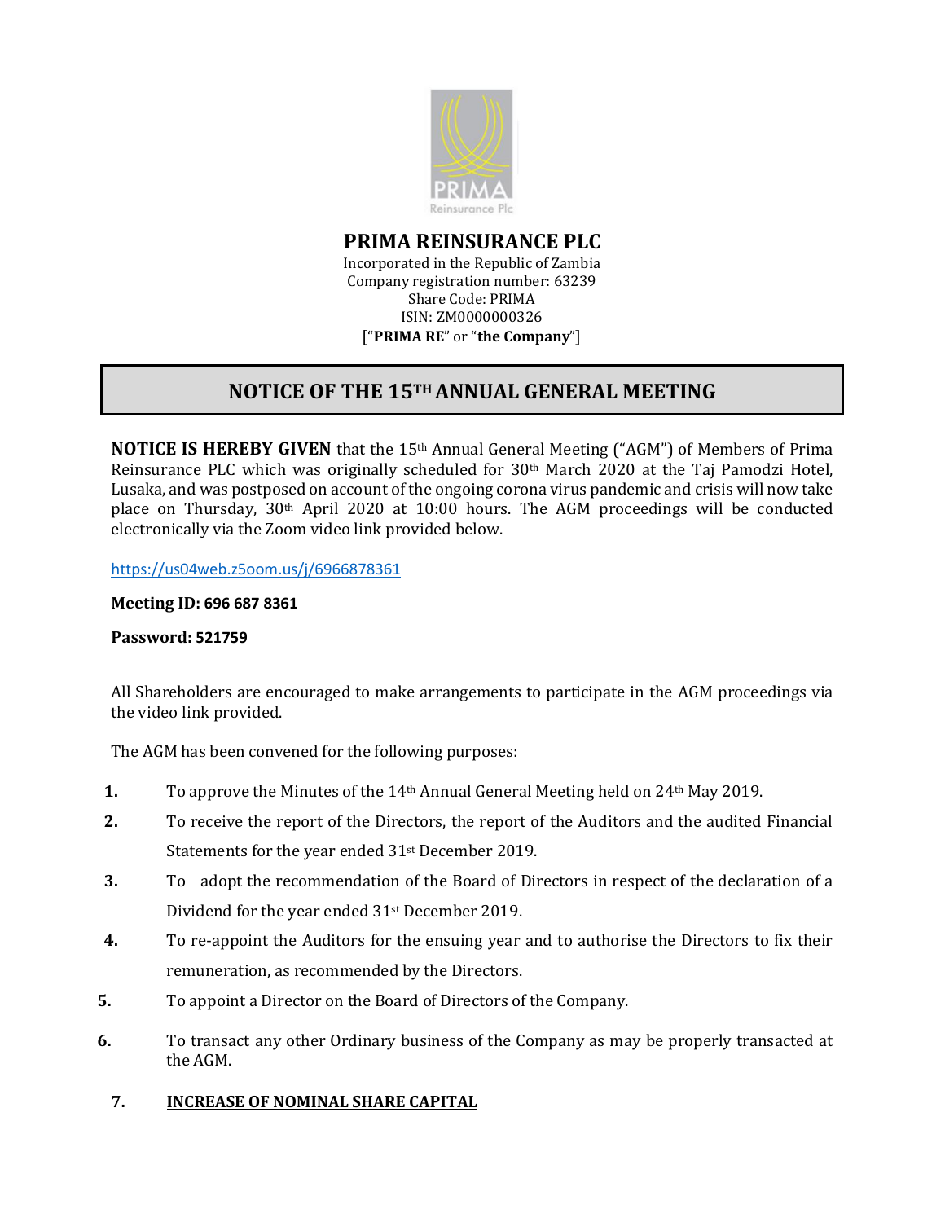# PRIMA REINSURANCE PLC

Incorporated in the Republic of Zambia
Company registration number: 63239
Share Code: PRIMA
ISIN: ZM0000000326
["**PRIMA RE**" or "**the Company**"]

## NOTICE OF THE 15TH ANNUAL GENERAL MEETING

**NOTICE IS HEREBY GIVEN** that the 15th Annual General Meeting ("AGM") of Members of Prima Reinsurance PLC which was originally scheduled for 30th March 2020 at the Taj Pamodzi Hotel, Lusaka, and was postposed on account of the ongoing corona virus pandemic and crisis will now take place on Thursday, 30th April 2020 at 10:00 hours. The AGM proceedings will be conducted electronically via the Zoom video link provided below.

https://us04web.z5oom.us/j/6966878361

**Meeting ID: 696 687 8361**

**Password: 521759**

All Shareholders are encouraged to make arrangements to participate in the AGM proceedings via the video link provided.

The AGM has been convened for the following purposes:

1. To approve the Minutes of the 14th Annual General Meeting held on 24th May 2019.
2. To receive the report of the Directors, the report of the Auditors and the audited Financial Statements for the year ended 31st December 2019.
3. To adopt the recommendation of the Board of Directors in respect of the declaration of a Dividend for the year ended 31st December 2019.
4. To re-appoint the Auditors for the ensuing year and to authorise the Directors to fix their remuneration, as recommended by the Directors.
5. To appoint a Director on the Board of Directors of the Company.
6. To transact any other Ordinary business of the Company as may be properly transacted at the AGM.
7. **INCREASE OF NOMINAL SHARE CAPITAL**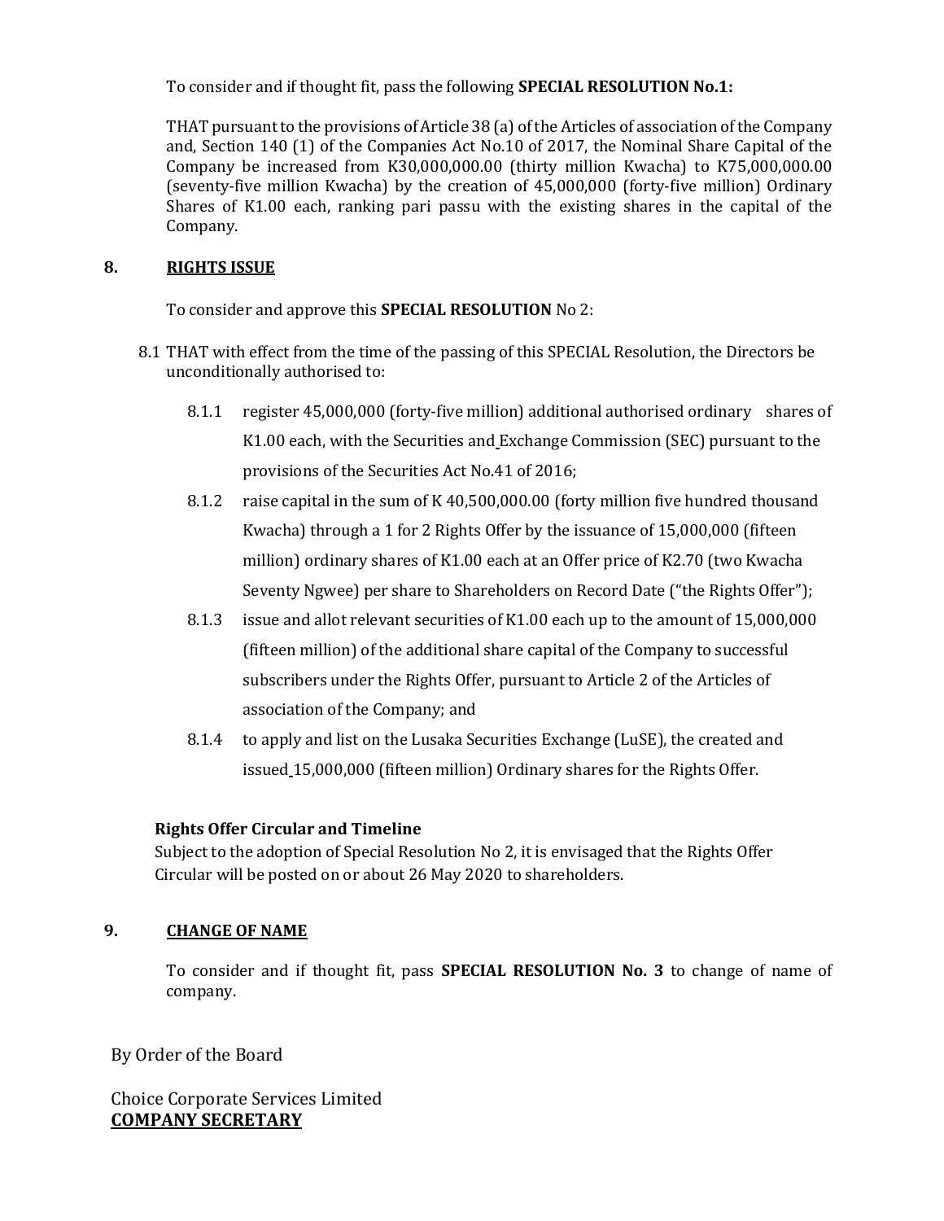To consider and if thought fit, pass the following **SPECIAL RESOLUTION No.1:**

THAT pursuant to the provisions of Article 38 (a) of the Articles of association of the Company and, Section 140 (1) of the Companies Act No.10 of 2017, the Nominal Share Capital of the Company be increased from K30,000,000.00 (thirty million Kwacha) to K75,000,000.00 (seventy-five million Kwacha) by the creation of 45,000,000 (forty-five million) Ordinary Shares of K1.00 each, ranking pari passu with the existing shares in the capital of the Company.

## 8. RIGHTS ISSUE

To consider and approve this **SPECIAL RESOLUTION** No 2:

8.1 THAT with effect from the time of the passing of this SPECIAL Resolution, the Directors be unconditionally authorised to:

- 8.1.1 register 45,000,000 (forty-five million) additional authorised ordinary shares of K1.00 each, with the Securities and Exchange Commission (SEC) pursuant to the provisions of the Securities Act No.41 of 2016;
- 8.1.2 raise capital in the sum of K 40,500,000.00 (forty million five hundred thousand Kwacha) through a 1 for 2 Rights Offer by the issuance of 15,000,000 (fifteen million) ordinary shares of K1.00 each at an Offer price of K2.70 (two Kwacha Seventy Ngwee) per share to Shareholders on Record Date ("the Rights Offer");
- 8.1.3 issue and allot relevant securities of K1.00 each up to the amount of 15,000,000 (fifteen million) of the additional share capital of the Company to successful subscribers under the Rights Offer, pursuant to Article 2 of the Articles of association of the Company; and
- 8.1.4 to apply and list on the Lusaka Securities Exchange (LuSE), the created and issued 15,000,000 (fifteen million) Ordinary shares for the Rights Offer.

**Rights Offer Circular and Timeline**

Subject to the adoption of Special Resolution No 2, it is envisaged that the Rights Offer Circular will be posted on or about 26 May 2020 to shareholders.

## 9. CHANGE OF NAME

To consider and if thought fit, pass **SPECIAL RESOLUTION No. 3** to change of name of company.

By Order of the Board

Choice Corporate Services Limited
**COMPANY SECRETARY**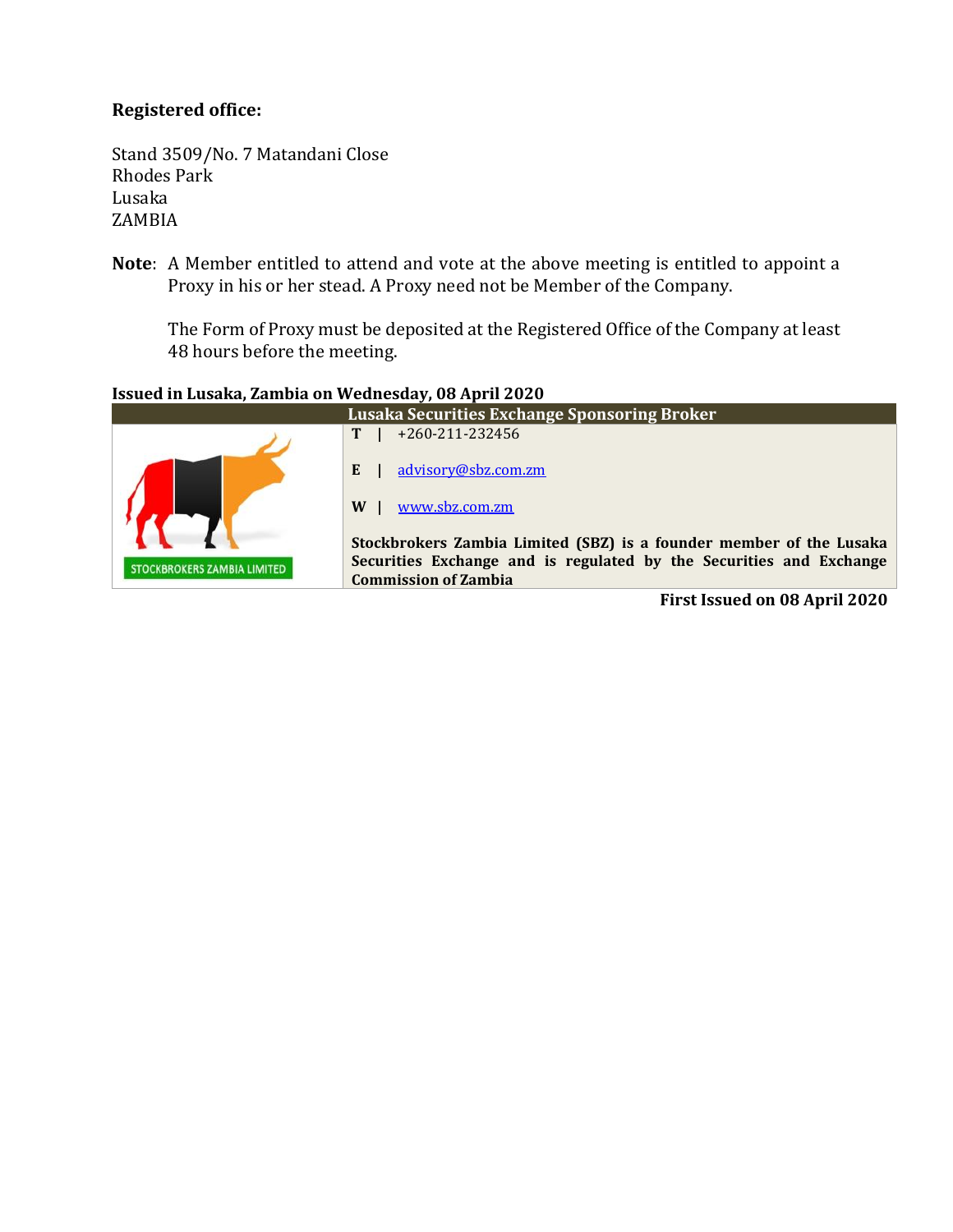**Registered office:**

Stand 3509/No. 7 Matandani Close
Rhodes Park
Lusaka
ZAMBIA

**Note**: A Member entitled to attend and vote at the above meeting is entitled to appoint a Proxy in his or her stead. A Proxy need not be Member of the Company.

The Form of Proxy must be deposited at the Registered Office of the Company at least 48 hours before the meeting.

**Issued in Lusaka, Zambia on Wednesday, 08 April 2020**

| | Lusaka Securities Exchange Sponsoring Broker |
|---|---|
| STOCKBROKERS ZAMBIA LIMITED | **T** \| +260-211-232456<br><br>**E** \| advisory@sbz.com.zm<br><br>**W** \| www.sbz.com.zm<br><br>**Stockbrokers Zambia Limited (SBZ) is a founder member of the Lusaka Securities Exchange and is regulated by the Securities and Exchange Commission of Zambia** |

**First Issued on 08 April 2020**